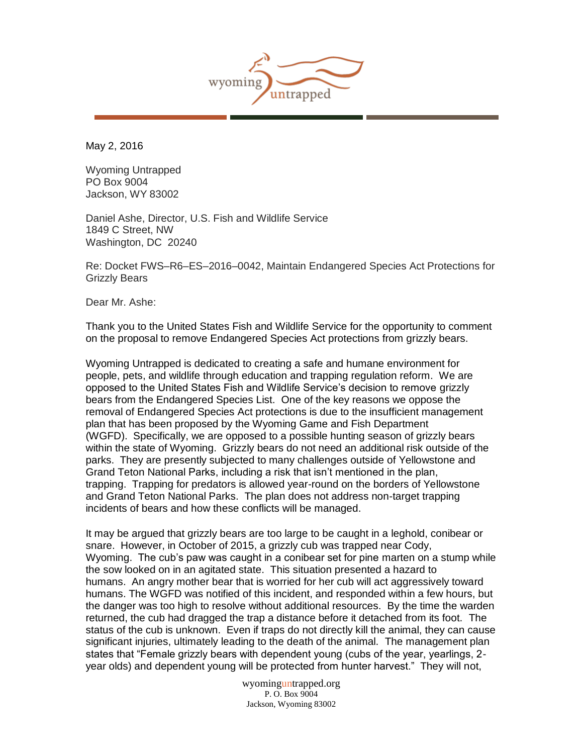May 2, 2016

Wyoming Untrapped
PO Box 9004
Jackson, WY 83002

Daniel Ashe, Director, U.S. Fish and Wildlife Service
1849 C Street, NW
Washington, DC 20240

Re: Docket FWS–R6–ES–2016–0042, Maintain Endangered Species Act Protections for Grizzly Bears

Dear Mr. Ashe:

Thank you to the United States Fish and Wildlife Service for the opportunity to comment on the proposal to remove Endangered Species Act protections from grizzly bears.

Wyoming Untrapped is dedicated to creating a safe and humane environment for people, pets, and wildlife through education and trapping regulation reform. We are opposed to the United States Fish and Wildlife Service's decision to remove grizzly bears from the Endangered Species List. One of the key reasons we oppose the removal of Endangered Species Act protections is due to the insufficient management plan that has been proposed by the Wyoming Game and Fish Department (WGFD). Specifically, we are opposed to a possible hunting season of grizzly bears within the state of Wyoming. Grizzly bears do not need an additional risk outside of the parks. They are presently subjected to many challenges outside of Yellowstone and Grand Teton National Parks, including a risk that isn't mentioned in the plan, trapping. Trapping for predators is allowed year-round on the borders of Yellowstone and Grand Teton National Parks. The plan does not address non-target trapping incidents of bears and how these conflicts will be managed.

It may be argued that grizzly bears are too large to be caught in a leghold, conibear or snare. However, in October of 2015, a grizzly cub was trapped near Cody, Wyoming. The cub's paw was caught in a conibear set for pine marten on a stump while the sow looked on in an agitated state. This situation presented a hazard to humans. An angry mother bear that is worried for her cub will act aggressively toward humans. The WGFD was notified of this incident, and responded within a few hours, but the danger was too high to resolve without additional resources. By the time the warden returned, the cub had dragged the trap a distance before it detached from its foot. The status of the cub is unknown. Even if traps do not directly kill the animal, they can cause significant injuries, ultimately leading to the death of the animal. The management plan states that "Female grizzly bears with dependent young (cubs of the year, yearlings, 2-year olds) and dependent young will be protected from hunter harvest." They will not,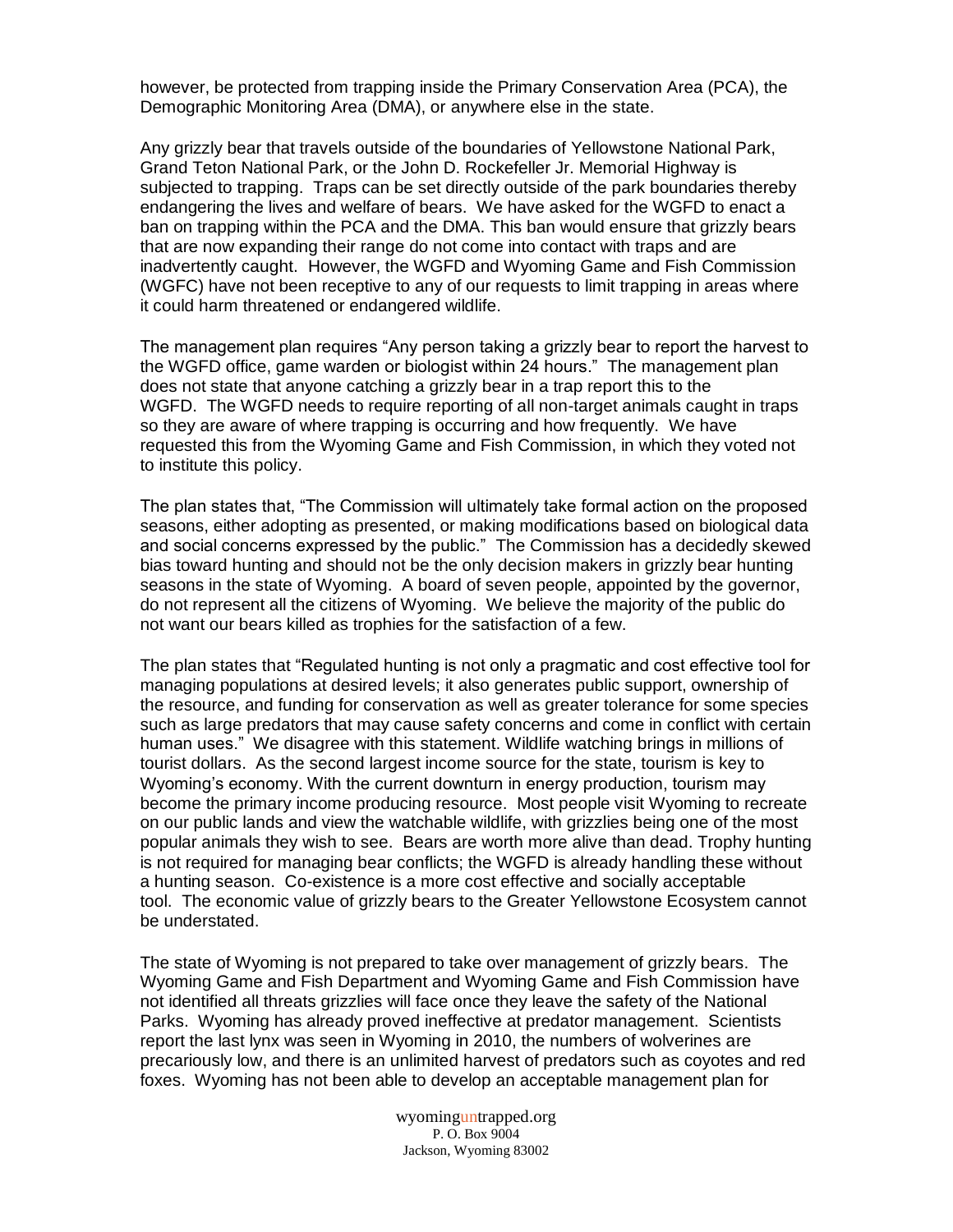however, be protected from trapping inside the Primary Conservation Area (PCA), the Demographic Monitoring Area (DMA), or anywhere else in the state.

Any grizzly bear that travels outside of the boundaries of Yellowstone National Park, Grand Teton National Park, or the John D. Rockefeller Jr. Memorial Highway is subjected to trapping. Traps can be set directly outside of the park boundaries thereby endangering the lives and welfare of bears. We have asked for the WGFD to enact a ban on trapping within the PCA and the DMA. This ban would ensure that grizzly bears that are now expanding their range do not come into contact with traps and are inadvertently caught. However, the WGFD and Wyoming Game and Fish Commission (WGFC) have not been receptive to any of our requests to limit trapping in areas where it could harm threatened or endangered wildlife.

The management plan requires "Any person taking a grizzly bear to report the harvest to the WGFD office, game warden or biologist within 24 hours." The management plan does not state that anyone catching a grizzly bear in a trap report this to the WGFD. The WGFD needs to require reporting of all non-target animals caught in traps so they are aware of where trapping is occurring and how frequently. We have requested this from the Wyoming Game and Fish Commission, in which they voted not to institute this policy.

The plan states that, "The Commission will ultimately take formal action on the proposed seasons, either adopting as presented, or making modifications based on biological data and social concerns expressed by the public." The Commission has a decidedly skewed bias toward hunting and should not be the only decision makers in grizzly bear hunting seasons in the state of Wyoming. A board of seven people, appointed by the governor, do not represent all the citizens of Wyoming. We believe the majority of the public do not want our bears killed as trophies for the satisfaction of a few.

The plan states that "Regulated hunting is not only a pragmatic and cost effective tool for managing populations at desired levels; it also generates public support, ownership of the resource, and funding for conservation as well as greater tolerance for some species such as large predators that may cause safety concerns and come in conflict with certain human uses." We disagree with this statement. Wildlife watching brings in millions of tourist dollars. As the second largest income source for the state, tourism is key to Wyoming's economy. With the current downturn in energy production, tourism may become the primary income producing resource. Most people visit Wyoming to recreate on our public lands and view the watchable wildlife, with grizzlies being one of the most popular animals they wish to see. Bears are worth more alive than dead. Trophy hunting is not required for managing bear conflicts; the WGFD is already handling these without a hunting season. Co-existence is a more cost effective and socially acceptable tool. The economic value of grizzly bears to the Greater Yellowstone Ecosystem cannot be understated.

The state of Wyoming is not prepared to take over management of grizzly bears. The Wyoming Game and Fish Department and Wyoming Game and Fish Commission have not identified all threats grizzlies will face once they leave the safety of the National Parks. Wyoming has already proved ineffective at predator management. Scientists report the last lynx was seen in Wyoming in 2010, the numbers of wolverines are precariously low, and there is an unlimited harvest of predators such as coyotes and red foxes. Wyoming has not been able to develop an acceptable management plan for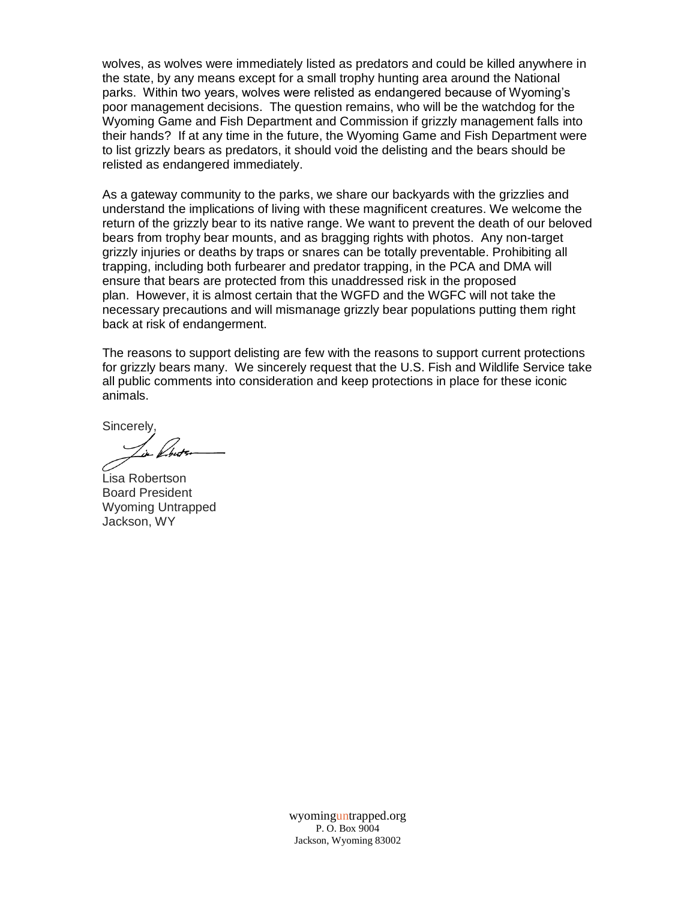wolves, as wolves were immediately listed as predators and could be killed anywhere in the state, by any means except for a small trophy hunting area around the National parks. Within two years, wolves were relisted as endangered because of Wyoming's poor management decisions. The question remains, who will be the watchdog for the Wyoming Game and Fish Department and Commission if grizzly management falls into their hands? If at any time in the future, the Wyoming Game and Fish Department were to list grizzly bears as predators, it should void the delisting and the bears should be relisted as endangered immediately.

As a gateway community to the parks, we share our backyards with the grizzlies and understand the implications of living with these magnificent creatures. We welcome the return of the grizzly bear to its native range. We want to prevent the death of our beloved bears from trophy bear mounts, and as bragging rights with photos. Any non-target grizzly injuries or deaths by traps or snares can be totally preventable. Prohibiting all trapping, including both furbearer and predator trapping, in the PCA and DMA will ensure that bears are protected from this unaddressed risk in the proposed plan. However, it is almost certain that the WGFD and the WGFC will not take the necessary precautions and will mismanage grizzly bear populations putting them right back at risk of endangerment.

The reasons to support delisting are few with the reasons to support current protections for grizzly bears many. We sincerely request that the U.S. Fish and Wildlife Service take all public comments into consideration and keep protections in place for these iconic animals.

Sincerely,

Lisa Robertson
Board President
Wyoming Untrapped
Jackson, WY

wyominguntrapped.org
P. O. Box 9004
Jackson, Wyoming 83002